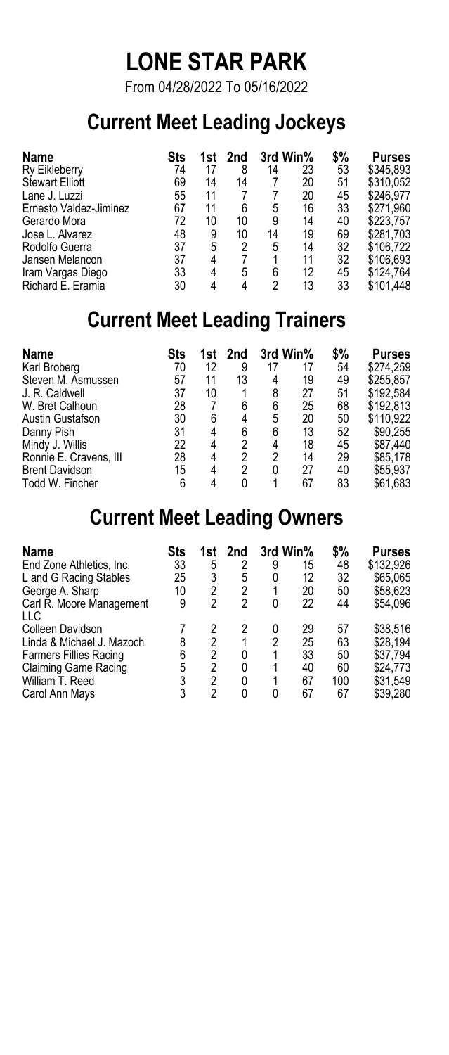# LONE STAR PARK

From 04/28/2022 To 05/16/2022

## Current Meet Leading Jockeys

| Name | Sts | 1st | 2nd | 3rd | Win% | $% | Purses |
|---|---|---|---|---|---|---|---|
| Ry Eikleberry | 74 | 17 | 8 | 14 | 23 | 53 | $345,893 |
| Stewart Elliott | 69 | 14 | 14 | 7 | 20 | 51 | $310,052 |
| Lane J. Luzzi | 55 | 11 | 7 | 7 | 20 | 45 | $246,977 |
| Ernesto Valdez-Jiminez | 67 | 11 | 6 | 5 | 16 | 33 | $271,960 |
| Gerardo Mora | 72 | 10 | 10 | 9 | 14 | 40 | $223,757 |
| Jose L. Alvarez | 48 | 9 | 10 | 14 | 19 | 69 | $281,703 |
| Rodolfo Guerra | 37 | 5 | 2 | 5 | 14 | 32 | $106,722 |
| Jansen Melancon | 37 | 4 | 7 | 1 | 11 | 32 | $106,693 |
| Iram Vargas Diego | 33 | 4 | 5 | 6 | 12 | 45 | $124,764 |
| Richard E. Eramia | 30 | 4 | 4 | 2 | 13 | 33 | $101,448 |

## Current Meet Leading Trainers

| Name | Sts | 1st | 2nd | 3rd | Win% | $% | Purses |
|---|---|---|---|---|---|---|---|
| Karl Broberg | 70 | 12 | 9 | 17 | 17 | 54 | $274,259 |
| Steven M. Asmussen | 57 | 11 | 13 | 4 | 19 | 49 | $255,857 |
| J. R. Caldwell | 37 | 10 | 1 | 8 | 27 | 51 | $192,584 |
| W. Bret Calhoun | 28 | 7 | 6 | 6 | 25 | 68 | $192,813 |
| Austin Gustafson | 30 | 6 | 4 | 5 | 20 | 50 | $110,922 |
| Danny Pish | 31 | 4 | 6 | 6 | 13 | 52 | $90,255 |
| Mindy J. Willis | 22 | 4 | 2 | 4 | 18 | 45 | $87,440 |
| Ronnie E. Cravens, III | 28 | 4 | 2 | 2 | 14 | 29 | $85,178 |
| Brent Davidson | 15 | 4 | 2 | 0 | 27 | 40 | $55,937 |
| Todd W. Fincher | 6 | 4 | 0 | 1 | 67 | 83 | $61,683 |

## Current Meet Leading Owners

| Name | Sts | 1st | 2nd | 3rd | Win% | $% | Purses |
|---|---|---|---|---|---|---|---|
| End Zone Athletics, Inc. | 33 | 5 | 2 | 9 | 15 | 48 | $132,926 |
| L and G Racing Stables | 25 | 3 | 5 | 0 | 12 | 32 | $65,065 |
| George A. Sharp | 10 | 2 | 2 | 1 | 20 | 50 | $58,623 |
| Carl R. Moore Management LLC | 9 | 2 | 2 | 0 | 22 | 44 | $54,096 |
| Colleen Davidson | 7 | 2 | 2 | 0 | 29 | 57 | $38,516 |
| Linda & Michael J. Mazoch | 8 | 2 | 1 | 2 | 25 | 63 | $28,194 |
| Farmers Fillies Racing | 6 | 2 | 0 | 1 | 33 | 50 | $37,794 |
| Claiming Game Racing | 5 | 2 | 0 | 1 | 40 | 60 | $24,773 |
| William T. Reed | 3 | 2 | 0 | 1 | 67 | 100 | $31,549 |
| Carol Ann Mays | 3 | 2 | 0 | 0 | 67 | 67 | $39,280 |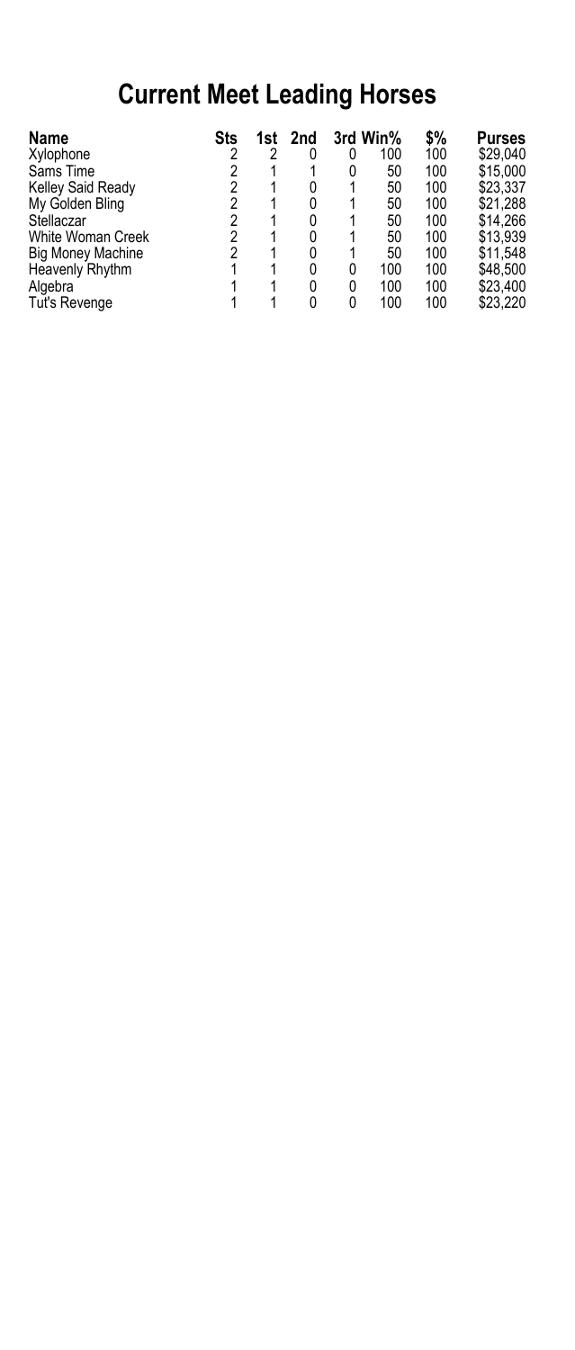# Current Meet Leading Horses

| Name | Sts | 1st | 2nd | 3rd | Win% | $% | Purses |
|---|---|---|---|---|---|---|---|
| Xylophone | 2 | 2 | 0 | 0 | 100 | 100 | $29,040 |
| Sams Time | 2 | 1 | 1 | 0 | 50 | 100 | $15,000 |
| Kelley Said Ready | 2 | 1 | 0 | 1 | 50 | 100 | $23,337 |
| My Golden Bling | 2 | 1 | 0 | 1 | 50 | 100 | $21,288 |
| Stellaczar | 2 | 1 | 0 | 1 | 50 | 100 | $14,266 |
| White Woman Creek | 2 | 1 | 0 | 1 | 50 | 100 | $13,939 |
| Big Money Machine | 2 | 1 | 0 | 1 | 50 | 100 | $11,548 |
| Heavenly Rhythm | 1 | 1 | 0 | 0 | 100 | 100 | $48,500 |
| Algebra | 1 | 1 | 0 | 0 | 100 | 100 | $23,400 |
| Tut's Revenge | 1 | 1 | 0 | 0 | 100 | 100 | $23,220 |